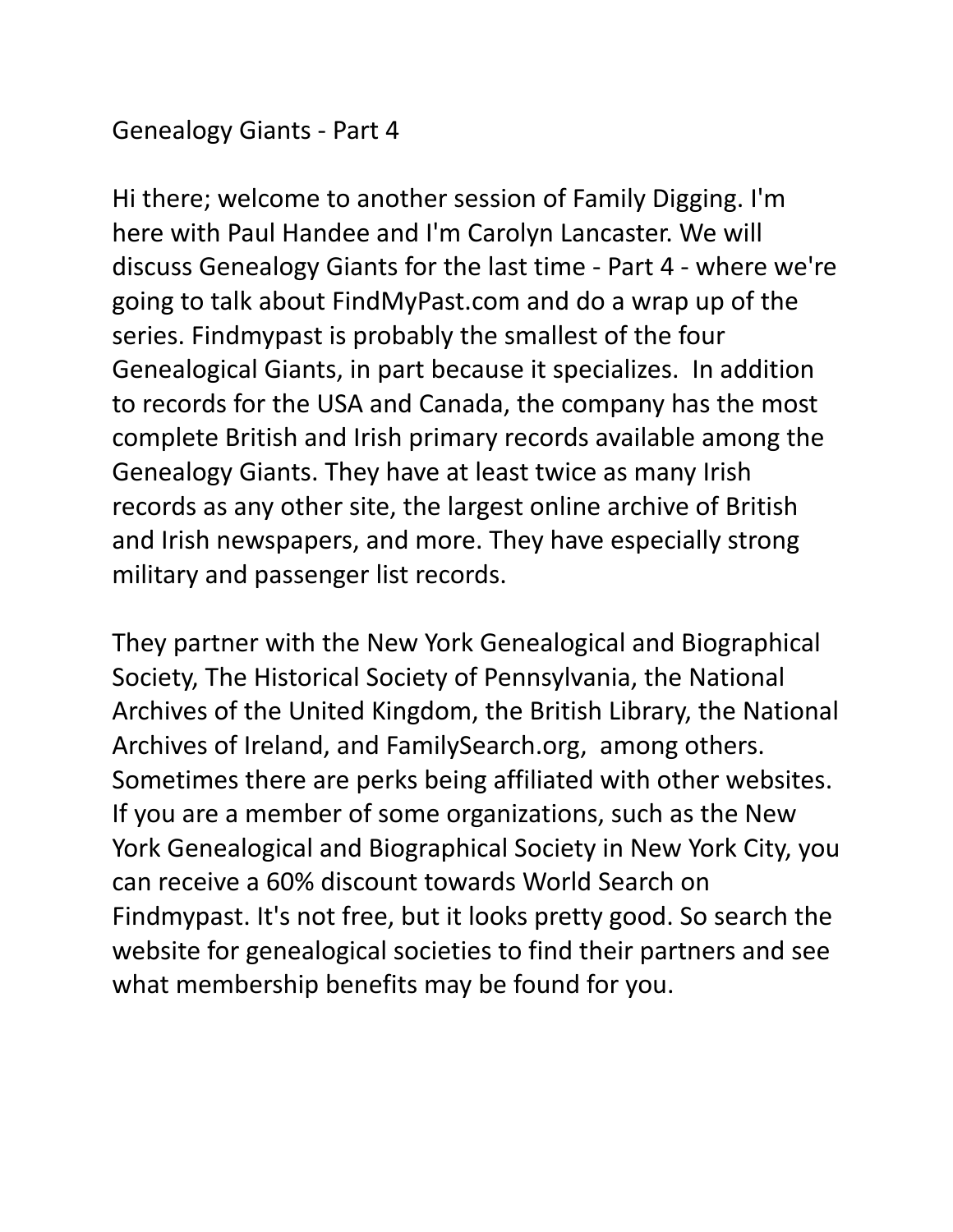# Genealogy Giants - Part 4

Hi there; welcome to another session of Family Digging. I'm here with Paul Handee and I'm Carolyn Lancaster. We will discuss Genealogy Giants for the last time - Part 4 - where we're going to talk about FindMyPast.com and do a wrap up of the series. Findmypast is probably the smallest of the four Genealogical Giants, in part because it specializes.  In addition to records for the USA and Canada, the company has the most complete British and Irish primary records available among the Genealogy Giants. They have at least twice as many Irish records as any other site, the largest online archive of British and Irish newspapers, and more. They have especially strong military and passenger list records.

They partner with the New York Genealogical and Biographical Society, The Historical Society of Pennsylvania, the National Archives of the United Kingdom, the British Library, the National Archives of Ireland, and FamilySearch.org,  among others. Sometimes there are perks being affiliated with other websites. If you are a member of some organizations, such as the New York Genealogical and Biographical Society in New York City, you can receive a 60% discount towards World Search on Findmypast. It's not free, but it looks pretty good. So search the website for genealogical societies to find their partners and see what membership benefits may be found for you.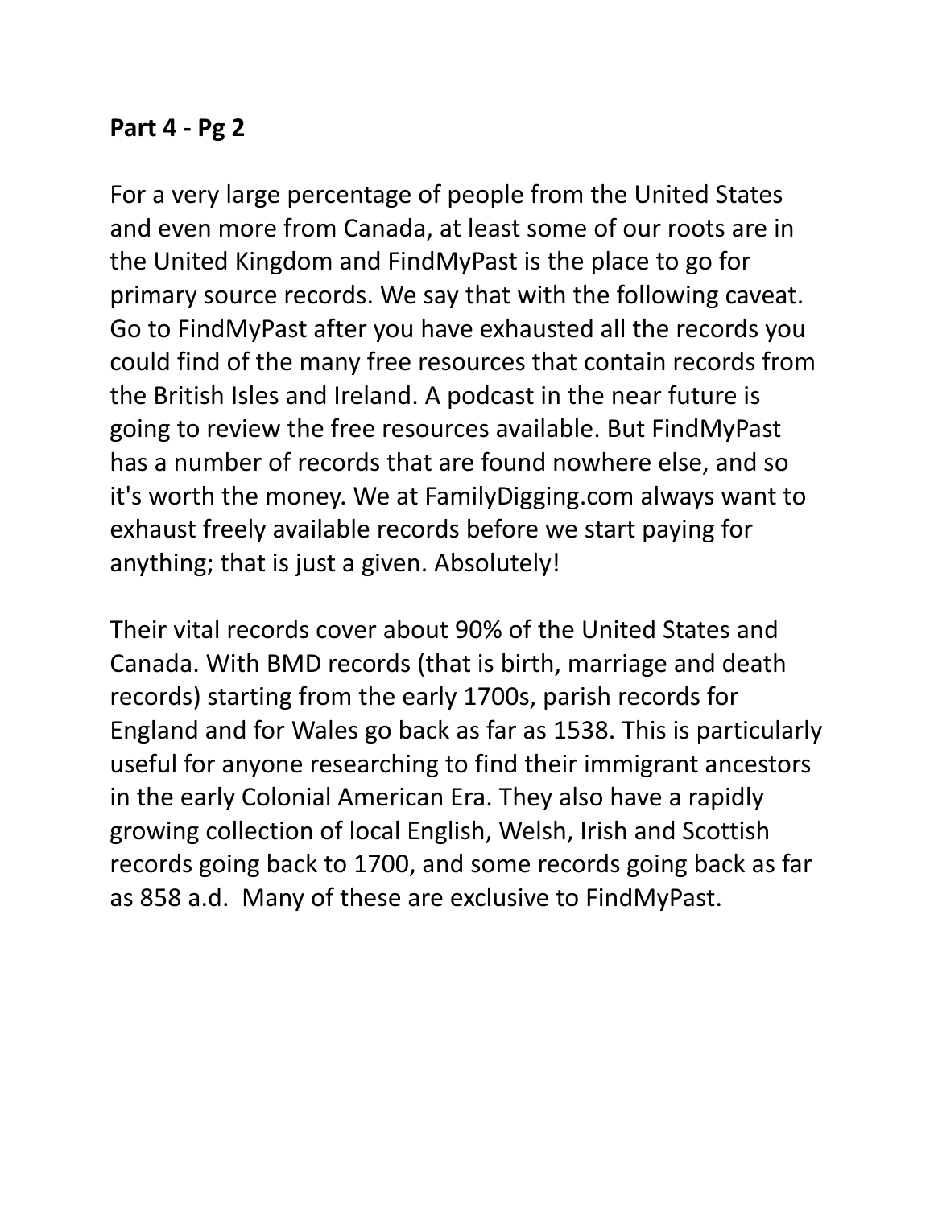**Part 4 - Pg 2**

For a very large percentage of people from the United States and even more from Canada, at least some of our roots are in the United Kingdom and FindMyPast is the place to go for primary source records. We say that with the following caveat. Go to FindMyPast after you have exhausted all the records you could find of the many free resources that contain records from the British Isles and Ireland. A podcast in the near future is going to review the free resources available. But FindMyPast has a number of records that are found nowhere else, and so it's worth the money. We at FamilyDigging.com always want to exhaust freely available records before we start paying for anything; that is just a given. Absolutely!

Their vital records cover about 90% of the United States and Canada. With BMD records (that is birth, marriage and death records) starting from the early 1700s, parish records for England and for Wales go back as far as 1538. This is particularly useful for anyone researching to find their immigrant ancestors in the early Colonial American Era. They also have a rapidly growing collection of local English, Welsh, Irish and Scottish records going back to 1700, and some records going back as far as 858 a.d.  Many of these are exclusive to FindMyPast.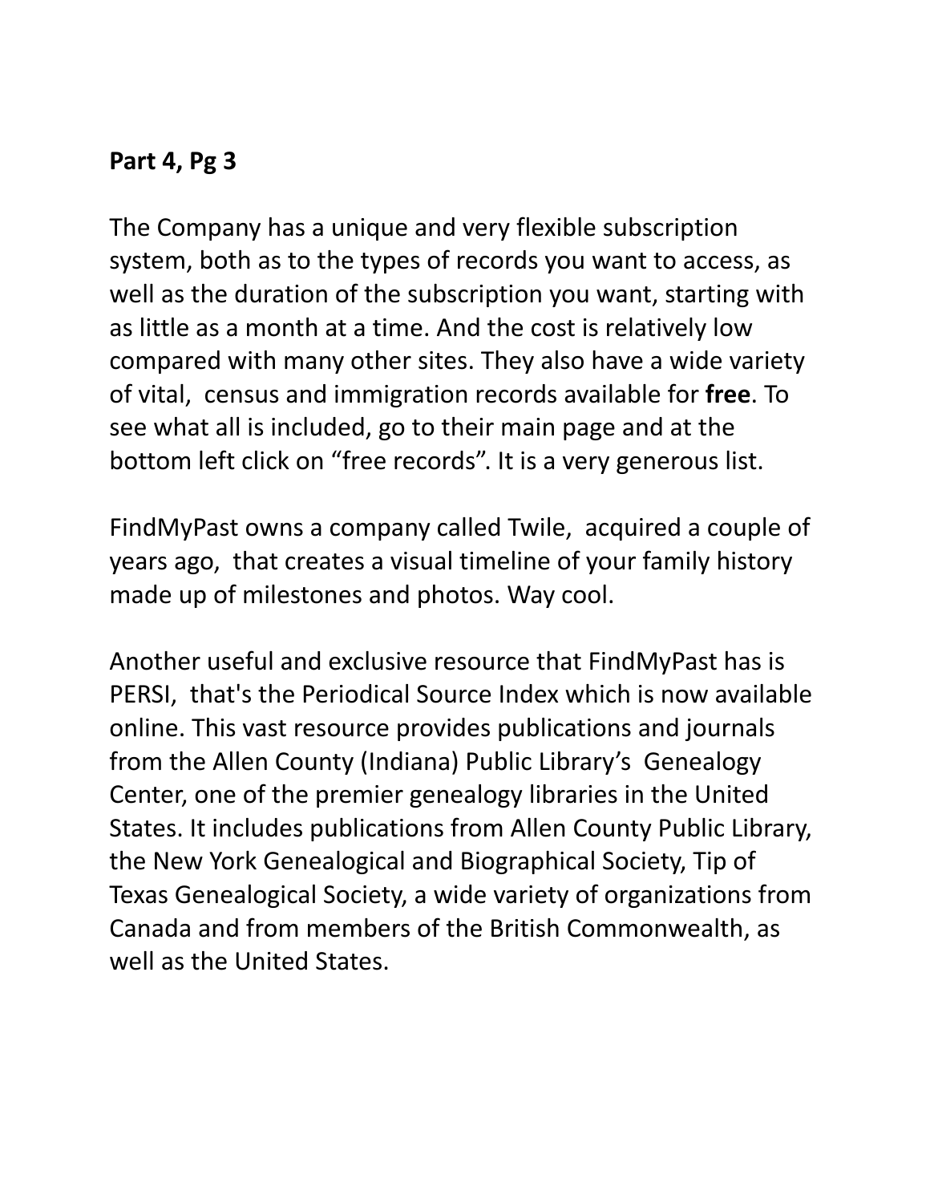**Part 4, Pg 3**

The Company has a unique and very flexible subscription system, both as to the types of records you want to access, as well as the duration of the subscription you want, starting with as little as a month at a time. And the cost is relatively low compared with many other sites. They also have a wide variety of vital, census and immigration records available for **free**. To see what all is included, go to their main page and at the bottom left click on "free records". It is a very generous list.

FindMyPast owns a company called Twile, acquired a couple of years ago, that creates a visual timeline of your family history made up of milestones and photos. Way cool.

Another useful and exclusive resource that FindMyPast has is PERSI, that's the Periodical Source Index which is now available online. This vast resource provides publications and journals from the Allen County (Indiana) Public Library's Genealogy Center, one of the premier genealogy libraries in the United States. It includes publications from Allen County Public Library, the New York Genealogical and Biographical Society, Tip of Texas Genealogical Society, a wide variety of organizations from Canada and from members of the British Commonwealth, as well as the United States.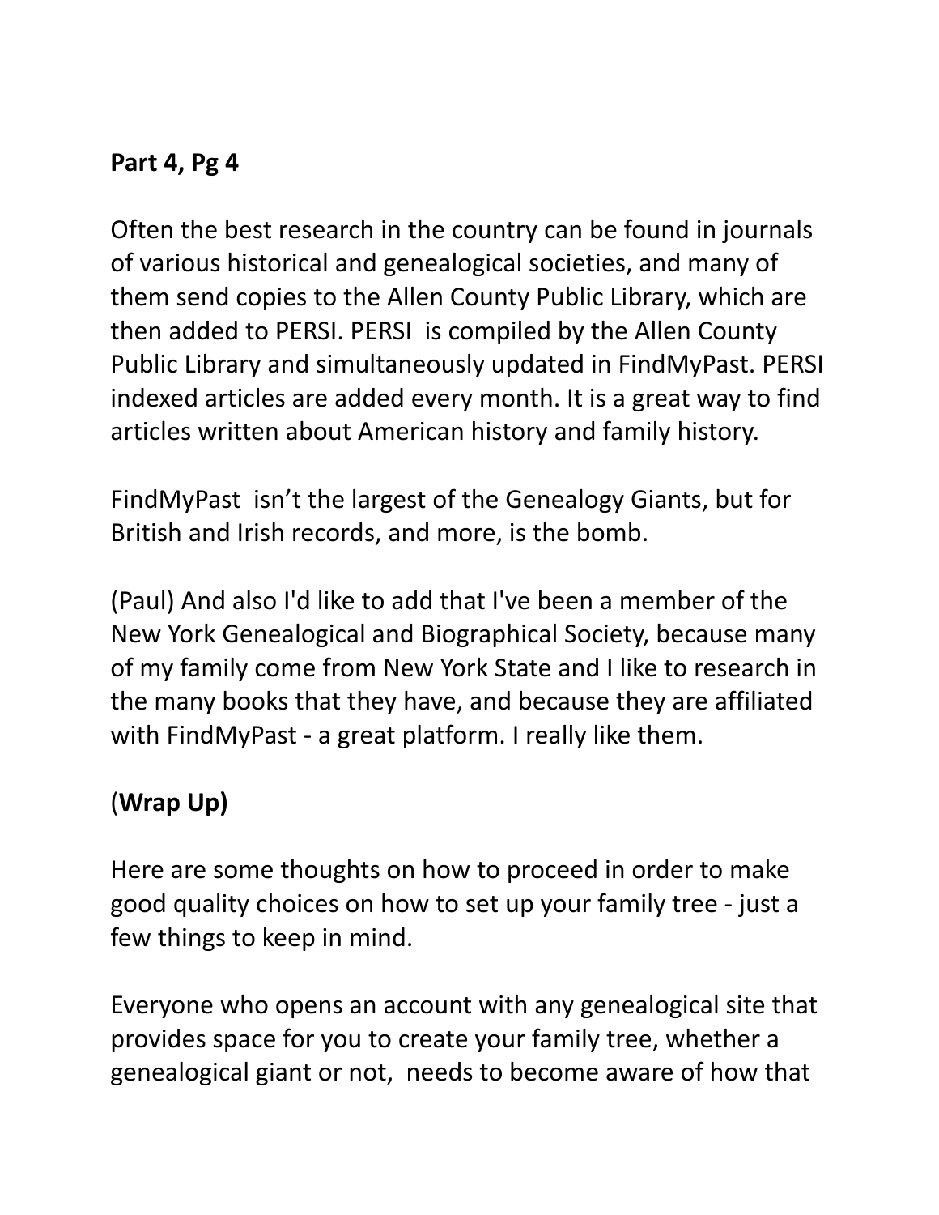**Part 4, Pg 4**

Often the best research in the country can be found in journals of various historical and genealogical societies, and many of them send copies to the Allen County Public Library, which are then added to PERSI. PERSI is compiled by the Allen County Public Library and simultaneously updated in FindMyPast. PERSI indexed articles are added every month. It is a great way to find articles written about American history and family history.

FindMyPast isn't the largest of the Genealogy Giants, but for British and Irish records, and more, is the bomb.

(Paul) And also I'd like to add that I've been a member of the New York Genealogical and Biographical Society, because many of my family come from New York State and I like to research in the many books that they have, and because they are affiliated with FindMyPast - a great platform. I really like them.

(**Wrap Up)**

Here are some thoughts on how to proceed in order to make good quality choices on how to set up your family tree - just a few things to keep in mind.

Everyone who opens an account with any genealogical site that provides space for you to create your family tree, whether a genealogical giant or not, needs to become aware of how that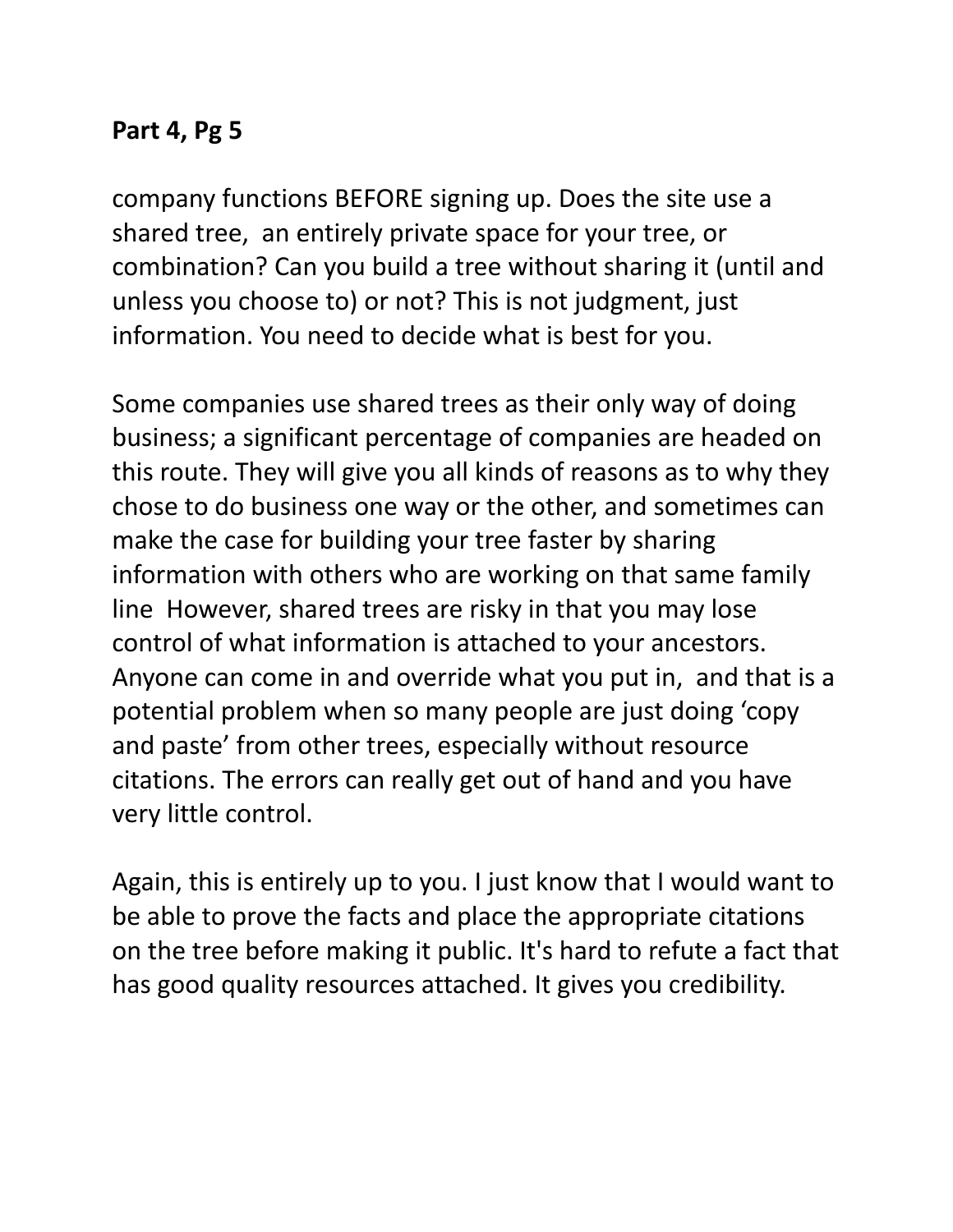**Part 4, Pg 5**

company functions BEFORE signing up. Does the site use a shared tree, an entirely private space for your tree, or combination? Can you build a tree without sharing it (until and unless you choose to) or not? This is not judgment, just information. You need to decide what is best for you.

Some companies use shared trees as their only way of doing business; a significant percentage of companies are headed on this route. They will give you all kinds of reasons as to why they chose to do business one way or the other, and sometimes can make the case for building your tree faster by sharing information with others who are working on that same family line However, shared trees are risky in that you may lose control of what information is attached to your ancestors. Anyone can come in and override what you put in, and that is a potential problem when so many people are just doing 'copy and paste' from other trees, especially without resource citations. The errors can really get out of hand and you have very little control.

Again, this is entirely up to you. I just know that I would want to be able to prove the facts and place the appropriate citations on the tree before making it public. It's hard to refute a fact that has good quality resources attached. It gives you credibility.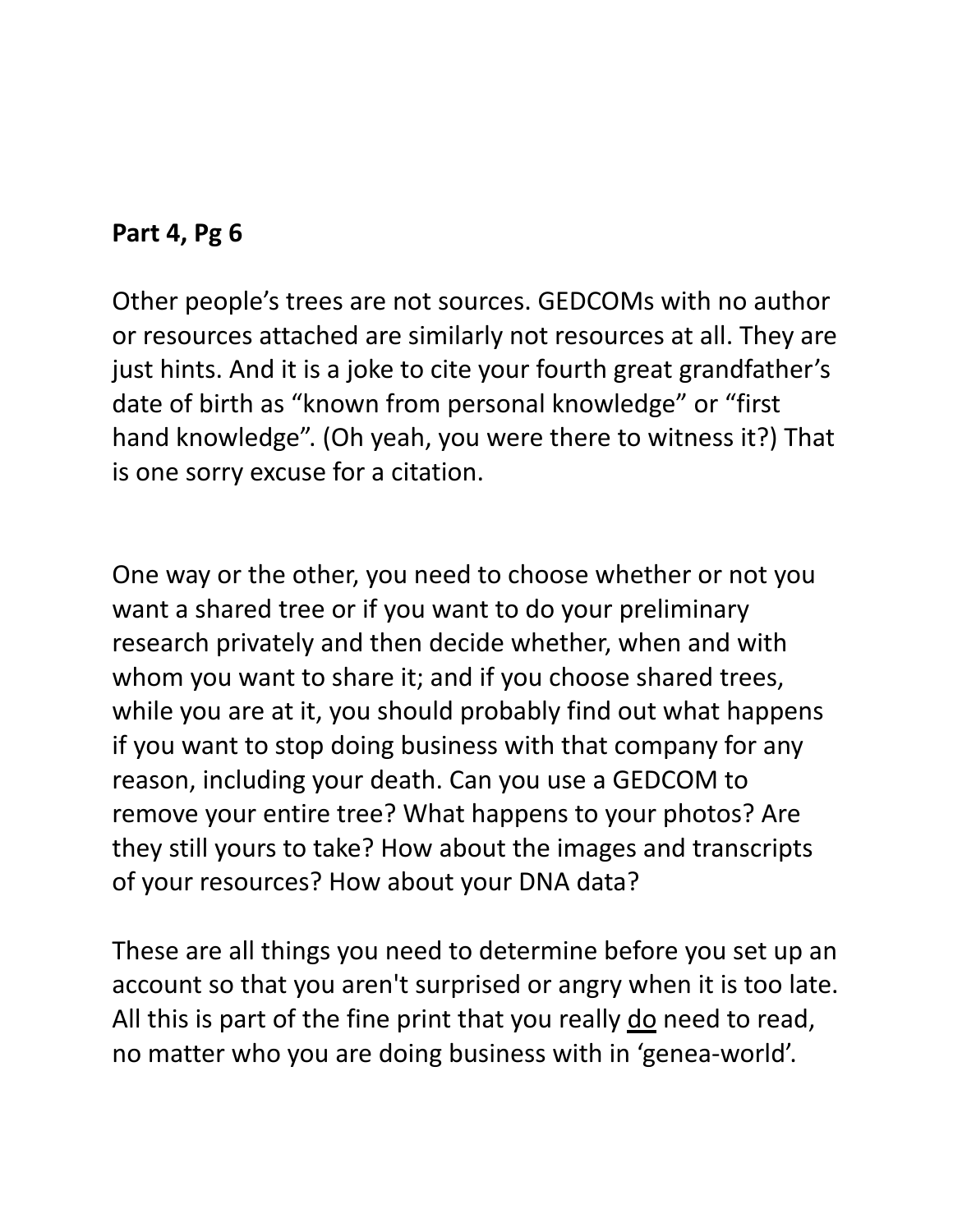**Part 4, Pg 6**

Other people's trees are not sources. GEDCOMs with no author or resources attached are similarly not resources at all. They are just hints. And it is a joke to cite your fourth great grandfather's date of birth as "known from personal knowledge" or "first hand knowledge". (Oh yeah, you were there to witness it?) That is one sorry excuse for a citation.

One way or the other, you need to choose whether or not you want a shared tree or if you want to do your preliminary research privately and then decide whether, when and with whom you want to share it; and if you choose shared trees, while you are at it, you should probably find out what happens if you want to stop doing business with that company for any reason, including your death. Can you use a GEDCOM to remove your entire tree? What happens to your photos? Are they still yours to take? How about the images and transcripts of your resources? How about your DNA data?

These are all things you need to determine before you set up an account so that you aren't surprised or angry when it is too late. All this is part of the fine print that you really <u>do</u> need to read, no matter who you are doing business with in 'genea-world'.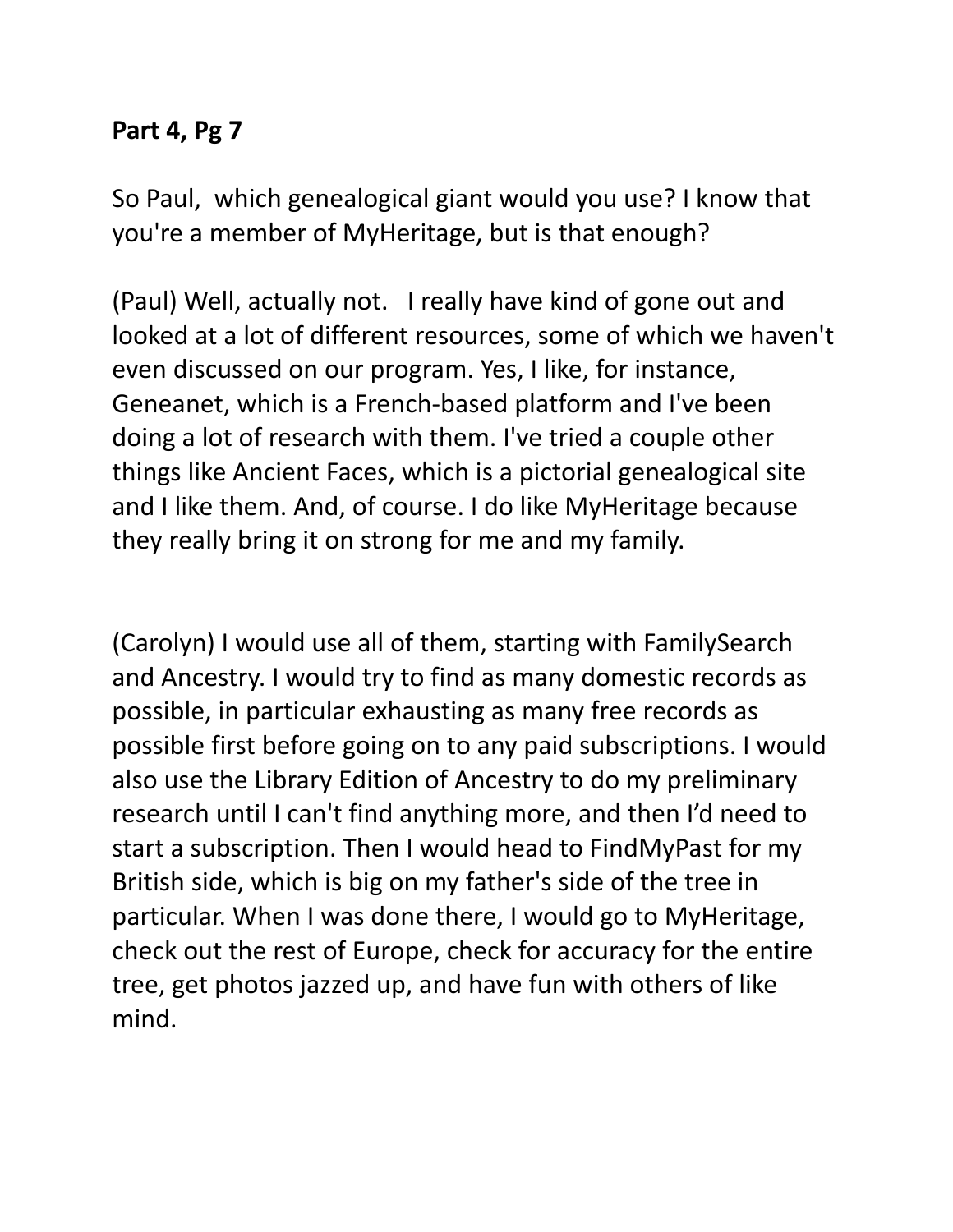**Part 4, Pg 7**

So Paul, which genealogical giant would you use? I know that you're a member of MyHeritage, but is that enough?

(Paul) Well, actually not. I really have kind of gone out and looked at a lot of different resources, some of which we haven't even discussed on our program. Yes, I like, for instance, Geneanet, which is a French-based platform and I've been doing a lot of research with them. I've tried a couple other things like Ancient Faces, which is a pictorial genealogical site and I like them. And, of course. I do like MyHeritage because they really bring it on strong for me and my family.

(Carolyn) I would use all of them, starting with FamilySearch and Ancestry. I would try to find as many domestic records as possible, in particular exhausting as many free records as possible first before going on to any paid subscriptions. I would also use the Library Edition of Ancestry to do my preliminary research until I can't find anything more, and then I'd need to start a subscription. Then I would head to FindMyPast for my British side, which is big on my father's side of the tree in particular. When I was done there, I would go to MyHeritage, check out the rest of Europe, check for accuracy for the entire tree, get photos jazzed up, and have fun with others of like mind.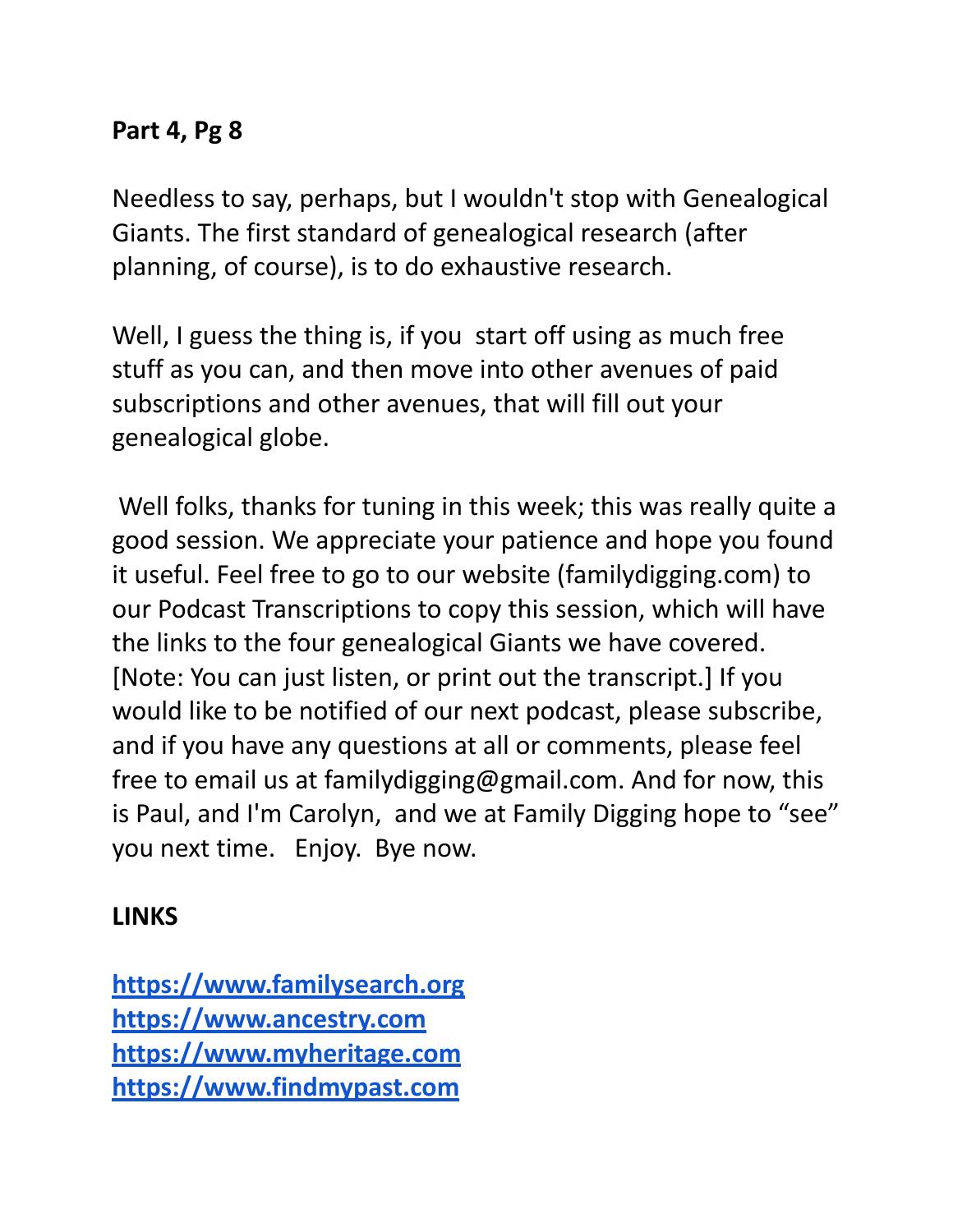**Part 4, Pg 8**

Needless to say, perhaps, but I wouldn't stop with Genealogical Giants. The first standard of genealogical research (after planning, of course), is to do exhaustive research.

Well, I guess the thing is, if you start off using as much free stuff as you can, and then move into other avenues of paid subscriptions and other avenues, that will fill out your genealogical globe.

Well folks, thanks for tuning in this week; this was really quite a good session. We appreciate your patience and hope you found it useful. Feel free to go to our website (familydigging.com) to our Podcast Transcriptions to copy this session, which will have the links to the four genealogical Giants we have covered. [Note: You can just listen, or print out the transcript.] If you would like to be notified of our next podcast, please subscribe, and if you have any questions at all or comments, please feel free to email us at familydigging@gmail.com. And for now, this is Paul, and I'm Carolyn, and we at Family Digging hope to "see" you next time. Enjoy. Bye now.

**LINKS**

[https://www.familysearch.org](https://www.familysearch.org)
[https://www.ancestry.com](https://www.ancestry.com)
[https://www.myheritage.com](https://www.myheritage.com)
[https://www.findmypast.com](https://www.findmypast.com)